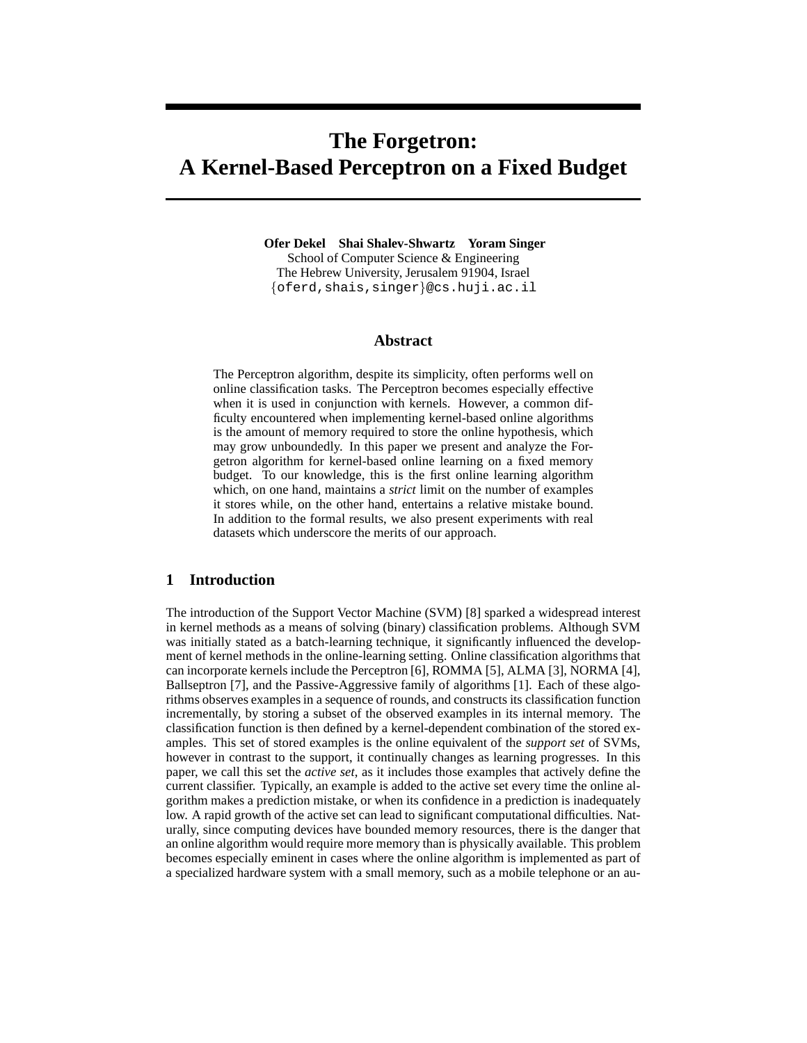# The Forgetron: A Kernel-Based Perceptron on a Fixed Budget

**Ofer Dekel   Shai Shalev-Shwartz   Yoram Singer**
School of Computer Science & Engineering
The Hebrew University, Jerusalem 91904, Israel
{oferd,shais,singer}@cs.huji.ac.il

## Abstract

The Perceptron algorithm, despite its simplicity, often performs well on online classification tasks. The Perceptron becomes especially effective when it is used in conjunction with kernels. However, a common difficulty encountered when implementing kernel-based online algorithms is the amount of memory required to store the online hypothesis, which may grow unboundedly. In this paper we present and analyze the Forgetron algorithm for kernel-based online learning on a fixed memory budget. To our knowledge, this is the first online learning algorithm which, on one hand, maintains a *strict* limit on the number of examples it stores while, on the other hand, entertains a relative mistake bound. In addition to the formal results, we also present experiments with real datasets which underscore the merits of our approach.

## 1 Introduction

The introduction of the Support Vector Machine (SVM) [8] sparked a widespread interest in kernel methods as a means of solving (binary) classification problems. Although SVM was initially stated as a batch-learning technique, it significantly influenced the development of kernel methods in the online-learning setting. Online classification algorithms that can incorporate kernels include the Perceptron [6], ROMMA [5], ALMA [3], NORMA [4], Ballseptron [7], and the Passive-Aggressive family of algorithms [1]. Each of these algorithms observes examples in a sequence of rounds, and constructs its classification function incrementally, by storing a subset of the observed examples in its internal memory. The classification function is then defined by a kernel-dependent combination of the stored examples. This set of stored examples is the online equivalent of the *support set* of SVMs, however in contrast to the support, it continually changes as learning progresses. In this paper, we call this set the *active set*, as it includes those examples that actively define the current classifier. Typically, an example is added to the active set every time the online algorithm makes a prediction mistake, or when its confidence in a prediction is inadequately low. A rapid growth of the active set can lead to significant computational difficulties. Naturally, since computing devices have bounded memory resources, there is the danger that an online algorithm would require more memory than is physically available. This problem becomes especially eminent in cases where the online algorithm is implemented as part of a specialized hardware system with a small memory, such as a mobile telephone or an au-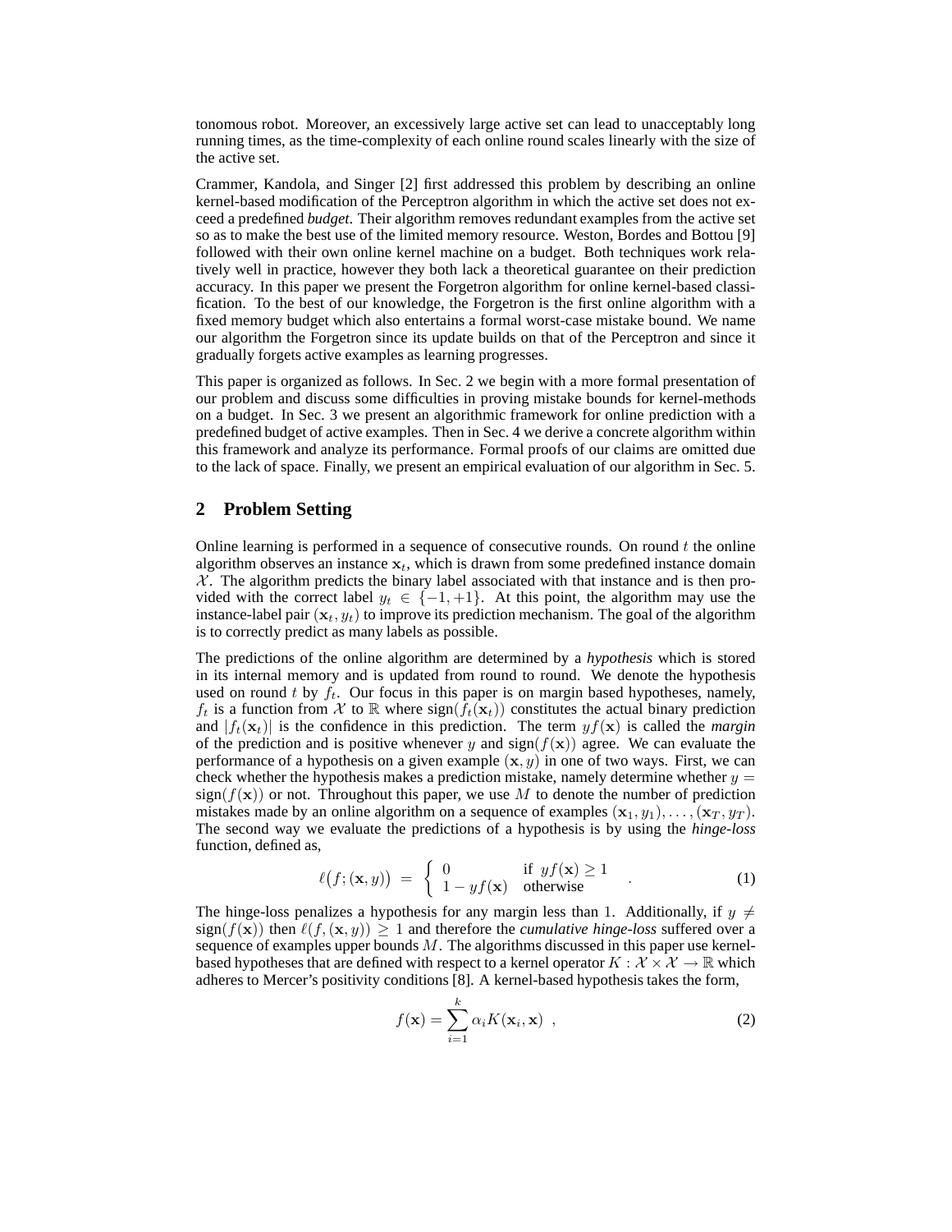tonomous robot. Moreover, an excessively large active set can lead to unacceptably long running times, as the time-complexity of each online round scales linearly with the size of the active set.

Crammer, Kandola, and Singer [2] first addressed this problem by describing an online kernel-based modification of the Perceptron algorithm in which the active set does not exceed a predefined *budget*. Their algorithm removes redundant examples from the active set so as to make the best use of the limited memory resource. Weston, Bordes and Bottou [9] followed with their own online kernel machine on a budget. Both techniques work relatively well in practice, however they both lack a theoretical guarantee on their prediction accuracy. In this paper we present the Forgetron algorithm for online kernel-based classification. To the best of our knowledge, the Forgetron is the first online algorithm with a fixed memory budget which also entertains a formal worst-case mistake bound. We name our algorithm the Forgetron since its update builds on that of the Perceptron and since it gradually forgets active examples as learning progresses.

This paper is organized as follows. In Sec. 2 we begin with a more formal presentation of our problem and discuss some difficulties in proving mistake bounds for kernel-methods on a budget. In Sec. 3 we present an algorithmic framework for online prediction with a predefined budget of active examples. Then in Sec. 4 we derive a concrete algorithm within this framework and analyze its performance. Formal proofs of our claims are omitted due to the lack of space. Finally, we present an empirical evaluation of our algorithm in Sec. 5.

## 2 Problem Setting

Online learning is performed in a sequence of consecutive rounds. On round $t$ the online algorithm observes an instance $\mathbf{x}_t$, which is drawn from some predefined instance domain $\mathcal{X}$. The algorithm predicts the binary label associated with that instance and is then provided with the correct label $y_t \in \{-1, +1\}$. At this point, the algorithm may use the instance-label pair $(\mathbf{x}_t, y_t)$ to improve its prediction mechanism. The goal of the algorithm is to correctly predict as many labels as possible.

The predictions of the online algorithm are determined by a *hypothesis* which is stored in its internal memory and is updated from round to round. We denote the hypothesis used on round $t$ by $f_t$. Our focus in this paper is on margin based hypotheses, namely, $f_t$ is a function from $\mathcal{X}$ to $\mathbb{R}$ where $\text{sign}(f_t(\mathbf{x}_t))$ constitutes the actual binary prediction and $|f_t(\mathbf{x}_t)|$ is the confidence in this prediction. The term $yf(\mathbf{x})$ is called the *margin* of the prediction and is positive whenever $y$ and $\text{sign}(f(\mathbf{x}))$ agree. We can evaluate the performance of a hypothesis on a given example $(\mathbf{x}, y)$ in one of two ways. First, we can check whether the hypothesis makes a prediction mistake, namely determine whether $y = \text{sign}(f(\mathbf{x}))$ or not. Throughout this paper, we use $M$ to denote the number of prediction mistakes made by an online algorithm on a sequence of examples $(\mathbf{x}_1, y_1), \ldots, (\mathbf{x}_T, y_T)$. The second way we evaluate the predictions of a hypothesis is by using the *hinge-loss* function, defined as,

$$\ell\big(f; (\mathbf{x}, y)\big) \;=\; \begin{cases} 0 & \text{if } \; yf(\mathbf{x}) \geq 1 \\ 1 - yf(\mathbf{x}) & \text{otherwise} \end{cases} \quad . \tag{1}$$

The hinge-loss penalizes a hypothesis for any margin less than 1. Additionally, if $y \neq \text{sign}(f(\mathbf{x}))$ then $\ell(f, (\mathbf{x}, y)) \geq 1$ and therefore the *cumulative hinge-loss* suffered over a sequence of examples upper bounds $M$. The algorithms discussed in this paper use kernel-based hypotheses that are defined with respect to a kernel operator $K : \mathcal{X} \times \mathcal{X} \to \mathbb{R}$ which adheres to Mercer's positivity conditions [8]. A kernel-based hypothesis takes the form,

$$f(\mathbf{x}) = \sum_{i=1}^{k} \alpha_i K(\mathbf{x}_i, \mathbf{x}) \;\; , \tag{2}$$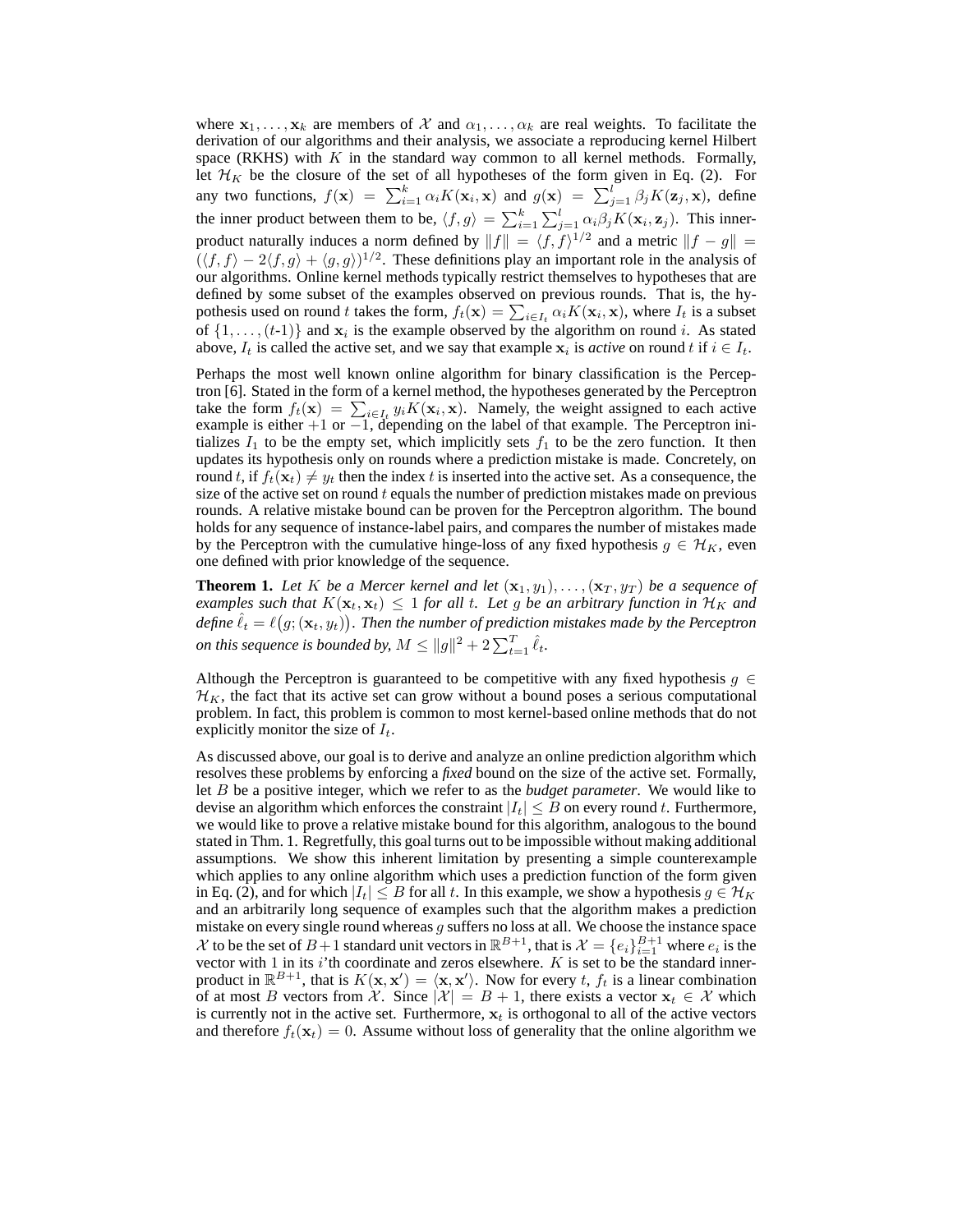where $\mathbf{x}_1, \ldots, \mathbf{x}_k$ are members of $\mathcal{X}$ and $\alpha_1, \ldots, \alpha_k$ are real weights. To facilitate the derivation of our algorithms and their analysis, we associate a reproducing kernel Hilbert space (RKHS) with $K$ in the standard way common to all kernel methods. Formally, let $\mathcal{H}_K$ be the closure of the set of all hypotheses of the form given in Eq. (2). For any two functions, $f(\mathbf{x}) = \sum_{i=1}^{k} \alpha_i K(\mathbf{x}_i, \mathbf{x})$ and $g(\mathbf{x}) = \sum_{j=1}^{l} \beta_j K(\mathbf{z}_j, \mathbf{x})$, define the inner product between them to be, $\langle f, g \rangle = \sum_{i=1}^{k} \sum_{j=1}^{l} \alpha_i \beta_j K(\mathbf{x}_i, \mathbf{z}_j)$. This inner-product naturally induces a norm defined by $\|f\| = \langle f, f \rangle^{1/2}$ and a metric $\|f - g\| = (\langle f, f \rangle - 2\langle f, g \rangle + \langle g, g \rangle)^{1/2}$. These definitions play an important role in the analysis of our algorithms. Online kernel methods typically restrict themselves to hypotheses that are defined by some subset of the examples observed on previous rounds. That is, the hypothesis used on round $t$ takes the form, $f_t(\mathbf{x}) = \sum_{i \in I_t} \alpha_i K(\mathbf{x}_i, \mathbf{x})$, where $I_t$ is a subset of $\{1, \ldots, (t\text{-}1)\}$ and $\mathbf{x}_i$ is the example observed by the algorithm on round $i$. As stated above, $I_t$ is called the active set, and we say that example $\mathbf{x}_i$ is *active* on round $t$ if $i \in I_t$.

Perhaps the most well known online algorithm for binary classification is the Perceptron [6]. Stated in the form of a kernel method, the hypotheses generated by the Perceptron take the form $f_t(\mathbf{x}) = \sum_{i \in I_t} y_i K(\mathbf{x}_i, \mathbf{x})$. Namely, the weight assigned to each active example is either $+1$ or $-1$, depending on the label of that example. The Perceptron initializes $I_1$ to be the empty set, which implicitly sets $f_1$ to be the zero function. It then updates its hypothesis only on rounds where a prediction mistake is made. Concretely, on round $t$, if $f_t(\mathbf{x}_t) \neq y_t$ then the index $t$ is inserted into the active set. As a consequence, the size of the active set on round $t$ equals the number of prediction mistakes made on previous rounds. A relative mistake bound can be proven for the Perceptron algorithm. The bound holds for any sequence of instance-label pairs, and compares the number of mistakes made by the Perceptron with the cumulative hinge-loss of any fixed hypothesis $g \in \mathcal{H}_K$, even one defined with prior knowledge of the sequence.

**Theorem 1.** *Let $K$ be a Mercer kernel and let $(\mathbf{x}_1, y_1), \ldots, (\mathbf{x}_T, y_T)$ be a sequence of examples such that $K(\mathbf{x}_t, \mathbf{x}_t) \leq 1$ for all $t$. Let $g$ be an arbitrary function in $\mathcal{H}_K$ and define $\hat{\ell}_t = \ell\big(g; (\mathbf{x}_t, y_t)\big)$. Then the number of prediction mistakes made by the Perceptron on this sequence is bounded by, $M \leq \|g\|^2 + 2\sum_{t=1}^{T} \hat{\ell}_t$.*

Although the Perceptron is guaranteed to be competitive with any fixed hypothesis $g \in \mathcal{H}_K$, the fact that its active set can grow without a bound poses a serious computational problem. In fact, this problem is common to most kernel-based online methods that do not explicitly monitor the size of $I_t$.

As discussed above, our goal is to derive and analyze an online prediction algorithm which resolves these problems by enforcing a *fixed* bound on the size of the active set. Formally, let $B$ be a positive integer, which we refer to as the *budget parameter*. We would like to devise an algorithm which enforces the constraint $|I_t| \leq B$ on every round $t$. Furthermore, we would like to prove a relative mistake bound for this algorithm, analogous to the bound stated in Thm. 1. Regretfully, this goal turns out to be impossible without making additional assumptions. We show this inherent limitation by presenting a simple counterexample which applies to any online algorithm which uses a prediction function of the form given in Eq. (2), and for which $|I_t| \leq B$ for all $t$. In this example, we show a hypothesis $g \in \mathcal{H}_K$ and an arbitrarily long sequence of examples such that the algorithm makes a prediction mistake on every single round whereas $g$ suffers no loss at all. We choose the instance space $\mathcal{X}$ to be the set of $B+1$ standard unit vectors in $\mathbb{R}^{B+1}$, that is $\mathcal{X} = \{e_i\}_{i=1}^{B+1}$ where $e_i$ is the vector with 1 in its $i$'th coordinate and zeros elsewhere. $K$ is set to be the standard inner-product in $\mathbb{R}^{B+1}$, that is $K(\mathbf{x}, \mathbf{x}') = \langle \mathbf{x}, \mathbf{x}' \rangle$. Now for every $t$, $f_t$ is a linear combination of at most $B$ vectors from $\mathcal{X}$. Since $|\mathcal{X}| = B + 1$, there exists a vector $\mathbf{x}_t \in \mathcal{X}$ which is currently not in the active set. Furthermore, $\mathbf{x}_t$ is orthogonal to all of the active vectors and therefore $f_t(\mathbf{x}_t) = 0$. Assume without loss of generality that the online algorithm we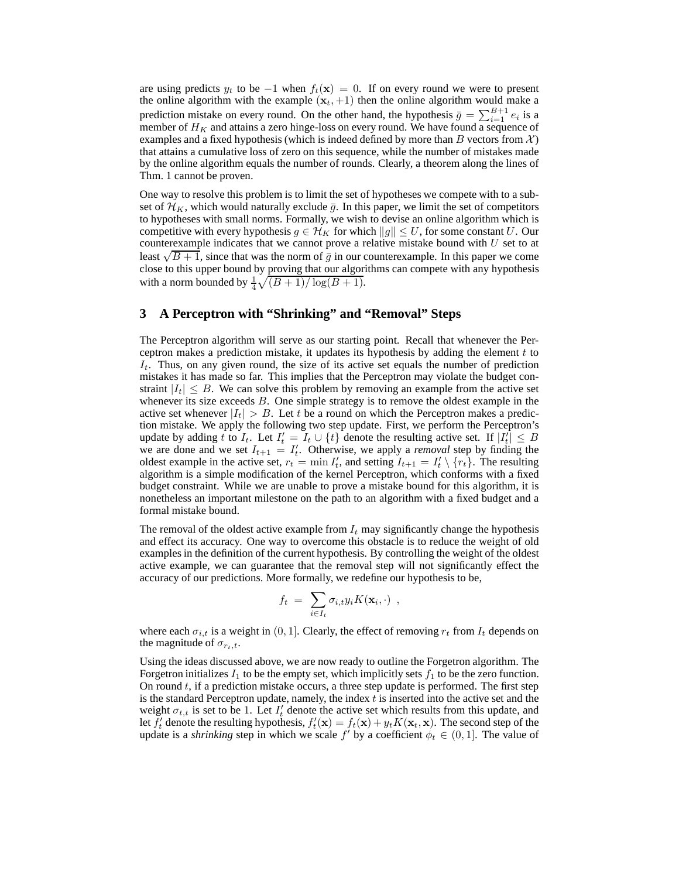are using predicts $y_t$ to be $-1$ when $f_t(\mathbf{x}) = 0$. If on every round we were to present the online algorithm with the example $(\mathbf{x}_t, +1)$ then the online algorithm would make a prediction mistake on every round. On the other hand, the hypothesis $\bar{g} = \sum_{i=1}^{B+1} e_i$ is a member of $H_K$ and attains a zero hinge-loss on every round. We have found a sequence of examples and a fixed hypothesis (which is indeed defined by more than $B$ vectors from $\mathcal{X}$) that attains a cumulative loss of zero on this sequence, while the number of mistakes made by the online algorithm equals the number of rounds. Clearly, a theorem along the lines of Thm. 1 cannot be proven.

One way to resolve this problem is to limit the set of hypotheses we compete with to a subset of $\mathcal{H}_K$, which would naturally exclude $\bar{g}$. In this paper, we limit the set of competitors to hypotheses with small norms. Formally, we wish to devise an online algorithm which is competitive with every hypothesis $g \in \mathcal{H}_K$ for which $\|g\| \leq U$, for some constant $U$. Our counterexample indicates that we cannot prove a relative mistake bound with $U$ set to at least $\sqrt{B+1}$, since that was the norm of $\bar{g}$ in our counterexample. In this paper we come close to this upper bound by proving that our algorithms can compete with any hypothesis with a norm bounded by $\frac{1}{4}\sqrt{(B+1)/\log(B+1)}$.

## 3 A Perceptron with "Shrinking" and "Removal" Steps

The Perceptron algorithm will serve as our starting point. Recall that whenever the Perceptron makes a prediction mistake, it updates its hypothesis by adding the element $t$ to $I_t$. Thus, on any given round, the size of its active set equals the number of prediction mistakes it has made so far. This implies that the Perceptron may violate the budget constraint $|I_t| \leq B$. We can solve this problem by removing an example from the active set whenever its size exceeds $B$. One simple strategy is to remove the oldest example in the active set whenever $|I_t| > B$. Let $t$ be a round on which the Perceptron makes a prediction mistake. We apply the following two step update. First, we perform the Perceptron's update by adding $t$ to $I_t$. Let $I'_t = I_t \cup \{t\}$ denote the resulting active set. If $|I'_t| \leq B$ we are done and we set $I_{t+1} = I'_t$. Otherwise, we apply a *removal* step by finding the oldest example in the active set, $r_t = \min I'_t$, and setting $I_{t+1} = I'_t \setminus \{r_t\}$. The resulting algorithm is a simple modification of the kernel Perceptron, which conforms with a fixed budget constraint. While we are unable to prove a mistake bound for this algorithm, it is nonetheless an important milestone on the path to an algorithm with a fixed budget and a formal mistake bound.

The removal of the oldest active example from $I_t$ may significantly change the hypothesis and effect its accuracy. One way to overcome this obstacle is to reduce the weight of old examples in the definition of the current hypothesis. By controlling the weight of the oldest active example, we can guarantee that the removal step will not significantly effect the accuracy of our predictions. More formally, we redefine our hypothesis to be,

$$f_t = \sum_{i \in I_t} \sigma_{i,t} y_i K(\mathbf{x}_i, \cdot) ,$$

where each $\sigma_{i,t}$ is a weight in $(0, 1]$. Clearly, the effect of removing $r_t$ from $I_t$ depends on the magnitude of $\sigma_{r_t,t}$.

Using the ideas discussed above, we are now ready to outline the Forgetron algorithm. The Forgetron initializes $I_1$ to be the empty set, which implicitly sets $f_1$ to be the zero function. On round $t$, if a prediction mistake occurs, a three step update is performed. The first step is the standard Perceptron update, namely, the index $t$ is inserted into the active set and the weight $\sigma_{t,t}$ is set to be 1. Let $I'_t$ denote the active set which results from this update, and let $f'_t$ denote the resulting hypothesis, $f'_t(\mathbf{x}) = f_t(\mathbf{x}) + y_t K(\mathbf{x}_t, \mathbf{x})$. The second step of the update is a *shrinking* step in which we scale $f'$ by a coefficient $\phi_t \in (0, 1]$. The value of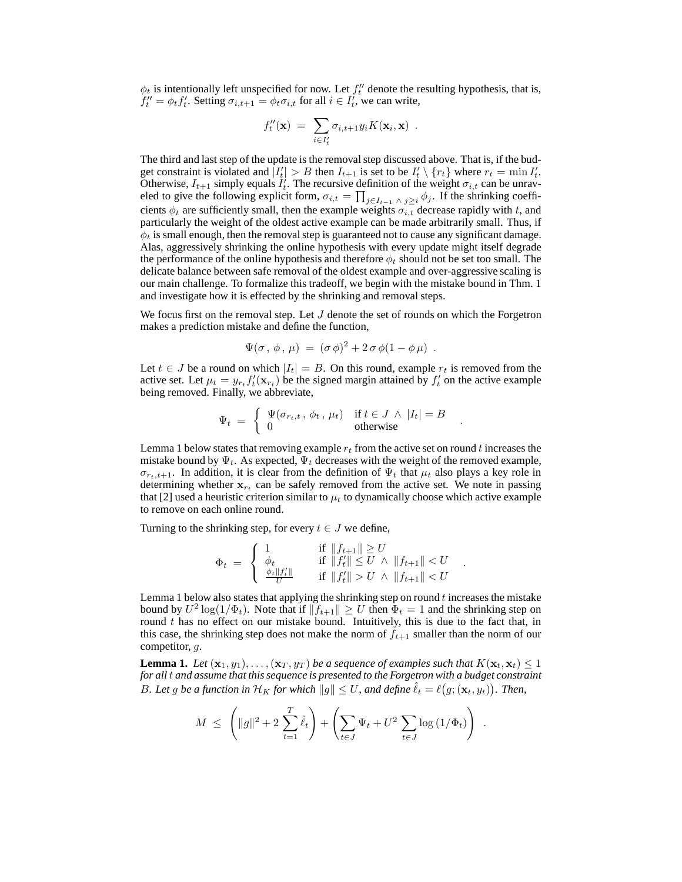$\phi_t$ is intentionally left unspecified for now. Let $f''_t$ denote the resulting hypothesis, that is, $f''_t = \phi_t f'_t$. Setting $\sigma_{i,t+1} = \phi_t \sigma_{i,t}$ for all $i \in I'_t$, we can write,

$$f''_t(\mathbf{x}) \;=\; \sum_{i \in I'_t} \sigma_{i,t+1} y_i K(\mathbf{x}_i, \mathbf{x}) \;\;.$$

The third and last step of the update is the removal step discussed above. That is, if the budget constraint is violated and $|I'_t| > B$ then $I_{t+1}$ is set to be $I'_t \setminus \{r_t\}$ where $r_t = \min I'_t$. Otherwise, $I_{t+1}$ simply equals $I'_t$. The recursive definition of the weight $\sigma_{i,t}$ can be unraveled to give the following explicit form, $\sigma_{i,t} = \prod_{j \in I_{t-1} \,\wedge\, j \geq i} \phi_j$. If the shrinking coefficients $\phi_t$ are sufficiently small, then the example weights $\sigma_{i,t}$ decrease rapidly with $t$, and particularly the weight of the oldest active example can be made arbitrarily small. Thus, if $\phi_t$ is small enough, then the removal step is guaranteed not to cause any significant damage. Alas, aggressively shrinking the online hypothesis with every update might itself degrade the performance of the online hypothesis and therefore $\phi_t$ should not be set too small. The delicate balance between safe removal of the oldest example and over-aggressive scaling is our main challenge. To formalize this tradeoff, we begin with the mistake bound in Thm. 1 and investigate how it is effected by the shrinking and removal steps.

We focus first on the removal step. Let $J$ denote the set of rounds on which the Forgetron makes a prediction mistake and define the function,

$$\Psi(\sigma\,,\,\phi\,,\,\mu) \;=\; (\sigma\,\phi)^2 + 2\,\sigma\,\phi(1-\phi\,\mu) \;\;.$$

Let $t \in J$ be a round on which $|I_t| = B$. On this round, example $r_t$ is removed from the active set. Let $\mu_t = y_{r_t} f'_t(\mathbf{x}_{r_t})$ be the signed margin attained by $f'_t$ on the active example being removed. Finally, we abbreviate,

$$\Psi_t \;=\; \begin{cases} \Psi(\sigma_{r_t,t}\,,\,\phi_t\,,\,\mu_t) & \text{if } t \in J \,\wedge\, |I_t| = B \\ 0 & \text{otherwise} \end{cases} \;\;.$$

Lemma 1 below states that removing example $r_t$ from the active set on round $t$ increases the mistake bound by $\Psi_t$. As expected, $\Psi_t$ decreases with the weight of the removed example, $\sigma_{r_t,t+1}$. In addition, it is clear from the definition of $\Psi_t$ that $\mu_t$ also plays a key role in determining whether $\mathbf{x}_{r_t}$ can be safely removed from the active set. We note in passing that [2] used a heuristic criterion similar to $\mu_t$ to dynamically choose which active example to remove on each online round.

Turning to the shrinking step, for every $t \in J$ we define,

$$\Phi_t \;=\; \begin{cases} 1 & \text{if } \|f_{t+1}\| \geq U \\ \phi_t & \text{if } \|f'_t\| \leq U \,\wedge\, \|f_{t+1}\| < U \\ \frac{\phi_t \|f'_t\|}{U} & \text{if } \|f'_t\| > U \,\wedge\, \|f_{t+1}\| < U \end{cases} \;\;.$$

Lemma 1 below also states that applying the shrinking step on round $t$ increases the mistake bound by $U^2 \log(1/\Phi_t)$. Note that if $\|f_{t+1}\| \geq U$ then $\Phi_t = 1$ and the shrinking step on round $t$ has no effect on our mistake bound. Intuitively, this is due to the fact that, in this case, the shrinking step does not make the norm of $f_{t+1}$ smaller than the norm of our competitor, $g$.

**Lemma 1.** *Let $(\mathbf{x}_1, y_1), \ldots, (\mathbf{x}_T, y_T)$ be a sequence of examples such that $K(\mathbf{x}_t, \mathbf{x}_t) \leq 1$ for all $t$ and assume that this sequence is presented to the Forgetron with a budget constraint $B$. Let $g$ be a function in $\mathcal{H}_K$ for which $\|g\| \leq U$, and define $\hat{\ell}_t = \ell\big(g; (\mathbf{x}_t, y_t)\big)$. Then,*

$$M \;\leq\; \left(\|g\|^2 + 2\sum_{t=1}^{T} \hat{\ell}_t\right) + \left(\sum_{t \in J} \Psi_t + U^2 \sum_{t \in J} \log\left(1/\Phi_t\right)\right) \;\;.$$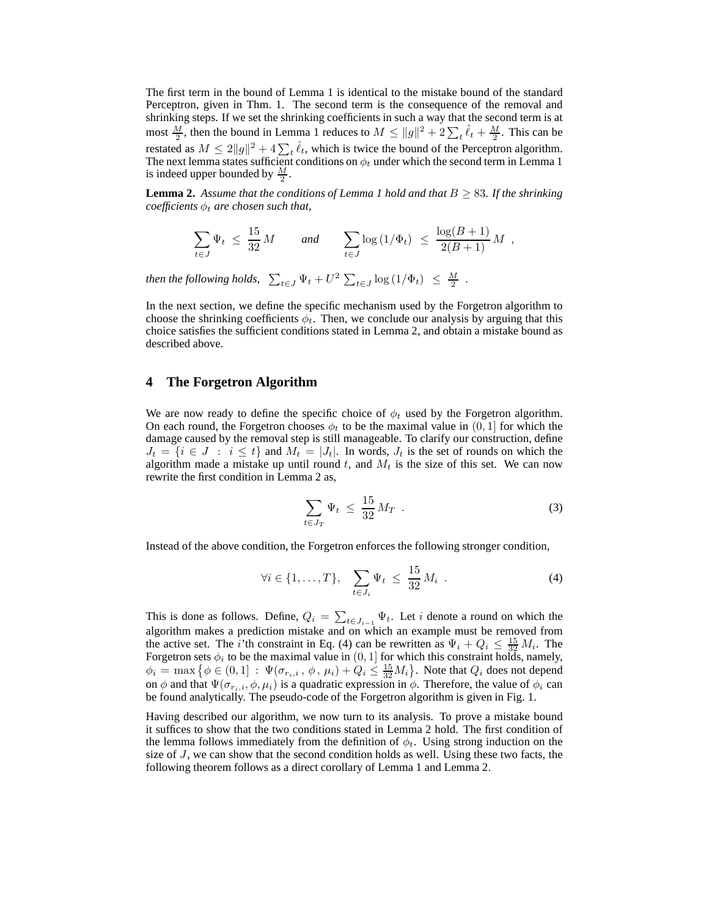The first term in the bound of Lemma 1 is identical to the mistake bound of the standard Perceptron, given in Thm. 1. The second term is the consequence of the removal and shrinking steps. If we set the shrinking coefficients in such a way that the second term is at most $\frac{M}{2}$, then the bound in Lemma 1 reduces to $M \leq \|g\|^2 + 2\sum_t \hat{\ell}_t + \frac{M}{2}$. This can be restated as $M \leq 2\|g\|^2 + 4\sum_t \hat{\ell}_t$, which is twice the bound of the Perceptron algorithm. The next lemma states sufficient conditions on $\phi_t$ under which the second term in Lemma 1 is indeed upper bounded by $\frac{M}{2}$.

**Lemma 2.** *Assume that the conditions of Lemma 1 hold and that $B \geq 83$. If the shrinking coefficients $\phi_t$ are chosen such that,*

$$\sum_{t \in J} \Psi_t \;\leq\; \frac{15}{32}\, M \qquad \textit{and} \qquad \sum_{t \in J} \log\left(1/\Phi_t\right) \;\leq\; \frac{\log(B+1)}{2(B+1)}\, M \enspace ,$$

*then the following holds,* $\sum_{t \in J} \Psi_t + U^2 \sum_{t \in J} \log\left(1/\Phi_t\right) \;\leq\; \frac{M}{2}$ .

In the next section, we define the specific mechanism used by the Forgetron algorithm to choose the shrinking coefficients $\phi_t$. Then, we conclude our analysis by arguing that this choice satisfies the sufficient conditions stated in Lemma 2, and obtain a mistake bound as described above.

## 4 The Forgetron Algorithm

We are now ready to define the specific choice of $\phi_t$ used by the Forgetron algorithm. On each round, the Forgetron chooses $\phi_t$ to be the maximal value in $(0, 1]$ for which the damage caused by the removal step is still manageable. To clarify our construction, define $J_t = \{i \in J \;:\; i \leq t\}$ and $M_t = |J_t|$. In words, $J_t$ is the set of rounds on which the algorithm made a mistake up until round $t$, and $M_t$ is the size of this set. We can now rewrite the first condition in Lemma 2 as,

$$\sum_{t \in J_T} \Psi_t \;\leq\; \frac{15}{32}\, M_T \enspace . \tag{3}$$

Instead of the above condition, the Forgetron enforces the following stronger condition,

$$\forall i \in \{1, \ldots, T\}, \quad \sum_{t \in J_i} \Psi_t \;\leq\; \frac{15}{32}\, M_i \enspace . \tag{4}$$

This is done as follows. Define, $Q_i = \sum_{t \in J_{i-1}} \Psi_t$. Let $i$ denote a round on which the algorithm makes a prediction mistake and on which an example must be removed from the active set. The $i$'th constraint in Eq. (4) can be rewritten as $\Psi_i + Q_i \leq \frac{15}{32} M_i$. The Forgetron sets $\phi_i$ to be the maximal value in $(0, 1]$ for which this constraint holds, namely, $\phi_i = \max\left\{\phi \in (0, 1] \;:\; \Psi(\sigma_{r_i,i}\,,\, \phi\,,\, \mu_i) + Q_i \leq \frac{15}{32} M_i\right\}$. Note that $Q_i$ does not depend on $\phi$ and that $\Psi(\sigma_{r_i,i}, \phi, \mu_i)$ is a quadratic expression in $\phi$. Therefore, the value of $\phi_i$ can be found analytically. The pseudo-code of the Forgetron algorithm is given in Fig. 1.

Having described our algorithm, we now turn to its analysis. To prove a mistake bound it suffices to show that the two conditions stated in Lemma 2 hold. The first condition of the lemma follows immediately from the definition of $\phi_t$. Using strong induction on the size of $J$, we can show that the second condition holds as well. Using these two facts, the following theorem follows as a direct corollary of Lemma 1 and Lemma 2.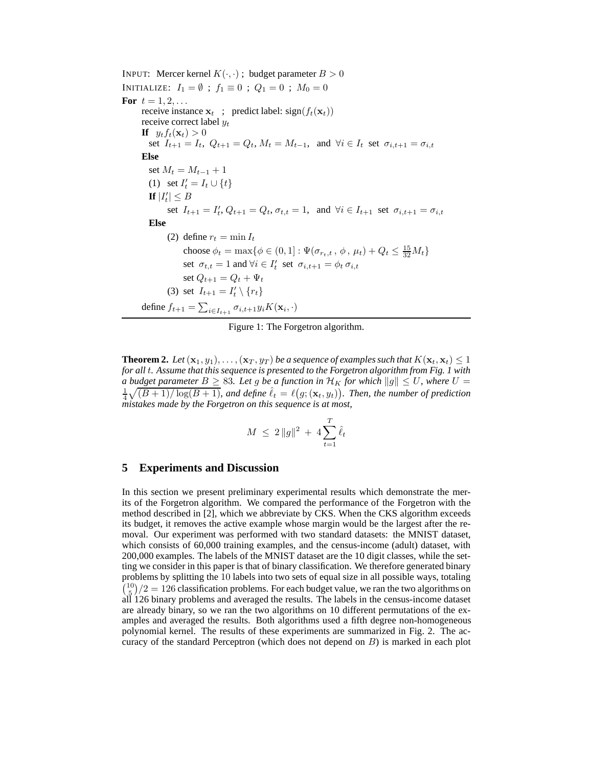INPUT: Mercer kernel $K(\cdot, \cdot)$ ; budget parameter $B > 0$

INITIALIZE: $I_1 = \emptyset$ ; $f_1 \equiv 0$ ; $Q_1 = 0$ ; $M_0 = 0$

**For** $t = 1, 2, \ldots$

  receive instance $\mathbf{x}_t$ ; predict label: $\text{sign}(f_t(\mathbf{x}_t))$

  receive correct label $y_t$

  **If** $y_t f_t(\mathbf{x}_t) > 0$

   set $I_{t+1} = I_t$, $Q_{t+1} = Q_t$, $M_t = M_{t-1}$, and $\forall i \in I_t$ set $\sigma_{i,t+1} = \sigma_{i,t}$

  **Else**

   set $M_t = M_{t-1} + 1$

   (1) set $I'_t = I_t \cup \{t\}$

   **If** $|I'_t| \leq B$

    set $I_{t+1} = I'_t$, $Q_{t+1} = Q_t$, $\sigma_{t,t} = 1$, and $\forall i \in I_{t+1}$ set $\sigma_{i,t+1} = \sigma_{i,t}$

   **Else**

    (2) define $r_t = \min I_t$

     choose $\phi_t = \max\{\phi \in (0, 1] : \Psi(\sigma_{r_t,t}, \phi, \mu_t) + Q_t \leq \frac{15}{32} M_t\}$

     set $\sigma_{t,t} = 1$ and $\forall i \in I'_t$ set $\sigma_{i,t+1} = \phi_t \sigma_{i,t}$

     set $Q_{t+1} = Q_t + \Psi_t$

    (3) set $I_{t+1} = I'_t \setminus \{r_t\}$

  define $f_{t+1} = \sum_{i \in I_{t+1}} \sigma_{i,t+1} y_i K(\mathbf{x}_i, \cdot)$

Figure 1: The Forgetron algorithm.

**Theorem 2.** *Let $(\mathbf{x}_1, y_1), \ldots, (\mathbf{x}_T, y_T)$ be a sequence of examples such that $K(\mathbf{x}_t, \mathbf{x}_t) \leq 1$ for all $t$. Assume that this sequence is presented to the Forgetron algorithm from Fig. 1 with a budget parameter $B \geq 83$. Let $g$ be a function in $\mathcal{H}_K$ for which $\|g\| \leq U$, where $U = \frac{1}{4}\sqrt{(B+1)/\log(B+1)}$, and define $\hat{\ell}_t = \ell(g; (\mathbf{x}_t, y_t))$. Then, the number of prediction mistakes made by the Forgetron on this sequence is at most,*

$$M \;\leq\; 2\,\|g\|^2 \;+\; 4\sum_{t=1}^{T} \hat{\ell}_t$$

## 5 Experiments and Discussion

In this section we present preliminary experimental results which demonstrate the merits of the Forgetron algorithm. We compared the performance of the Forgetron with the method described in [2], which we abbreviate by CKS. When the CKS algorithm exceeds its budget, it removes the active example whose margin would be the largest after the removal. Our experiment was performed with two standard datasets: the MNIST dataset, which consists of 60,000 training examples, and the census-income (adult) dataset, with 200,000 examples. The labels of the MNIST dataset are the 10 digit classes, while the setting we consider in this paper is that of binary classification. We therefore generated binary problems by splitting the 10 labels into two sets of equal size in all possible ways, totaling $\binom{10}{5}/2 = 126$ classification problems. For each budget value, we ran the two algorithms on all 126 binary problems and averaged the results. The labels in the census-income dataset are already binary, so we ran the two algorithms on 10 different permutations of the examples and averaged the results. Both algorithms used a fifth degree non-homogeneous polynomial kernel. The results of these experiments are summarized in Fig. 2. The accuracy of the standard Perceptron (which does not depend on $B$) is marked in each plot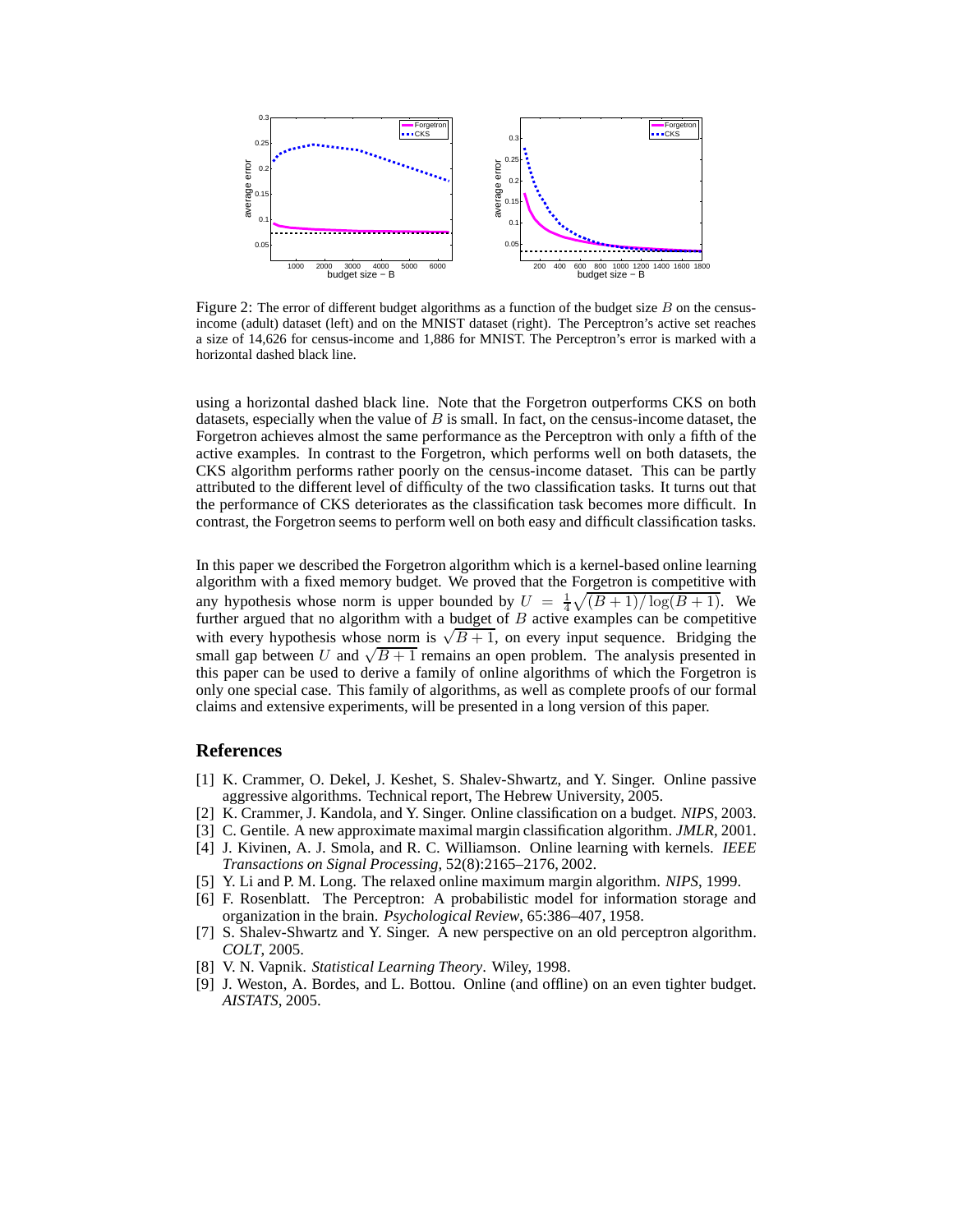0.3
0.25
0.2
0.15
0.1
0.05
average error
1000 2000 3000 4000 5000 6000
budget size − B
Forgetron
CKS

0.3
0.25
0.2
0.15
0.1
0.05
average error
200 400 600 800 1000 1200 1400 1600 1800
budget size − B
Forgetron
CKS

Figure 2: The error of different budget algorithms as a function of the budget size $B$ on the census-income (adult) dataset (left) and on the MNIST dataset (right). The Perceptron's active set reaches a size of 14,626 for census-income and 1,886 for MNIST. The Perceptron's error is marked with a horizontal dashed black line.

using a horizontal dashed black line. Note that the Forgetron outperforms CKS on both datasets, especially when the value of $B$ is small. In fact, on the census-income dataset, the Forgetron achieves almost the same performance as the Perceptron with only a fifth of the active examples. In contrast to the Forgetron, which performs well on both datasets, the CKS algorithm performs rather poorly on the census-income dataset. This can be partly attributed to the different level of difficulty of the two classification tasks. It turns out that the performance of CKS deteriorates as the classification task becomes more difficult. In contrast, the Forgetron seems to perform well on both easy and difficult classification tasks.

In this paper we described the Forgetron algorithm which is a kernel-based online learning algorithm with a fixed memory budget. We proved that the Forgetron is competitive with any hypothesis whose norm is upper bounded by $U = \frac{1}{4}\sqrt{(B+1)/\log(B+1)}$. We further argued that no algorithm with a budget of $B$ active examples can be competitive with every hypothesis whose norm is $\sqrt{B+1}$, on every input sequence. Bridging the small gap between $U$ and $\sqrt{B+1}$ remains an open problem. The analysis presented in this paper can be used to derive a family of online algorithms of which the Forgetron is only one special case. This family of algorithms, as well as complete proofs of our formal claims and extensive experiments, will be presented in a long version of this paper.

## References

[1] K. Crammer, O. Dekel, J. Keshet, S. Shalev-Shwartz, and Y. Singer. Online passive aggressive algorithms. Technical report, The Hebrew University, 2005.

[2] K. Crammer, J. Kandola, and Y. Singer. Online classification on a budget. *NIPS*, 2003.

[3] C. Gentile. A new approximate maximal margin classification algorithm. *JMLR*, 2001.

[4] J. Kivinen, A. J. Smola, and R. C. Williamson. Online learning with kernels. *IEEE Transactions on Signal Processing*, 52(8):2165–2176, 2002.

[5] Y. Li and P. M. Long. The relaxed online maximum margin algorithm. *NIPS*, 1999.

[6] F. Rosenblatt. The Perceptron: A probabilistic model for information storage and organization in the brain. *Psychological Review*, 65:386–407, 1958.

[7] S. Shalev-Shwartz and Y. Singer. A new perspective on an old perceptron algorithm. *COLT*, 2005.

[8] V. N. Vapnik. *Statistical Learning Theory*. Wiley, 1998.

[9] J. Weston, A. Bordes, and L. Bottou. Online (and offline) on an even tighter budget. *AISTATS*, 2005.